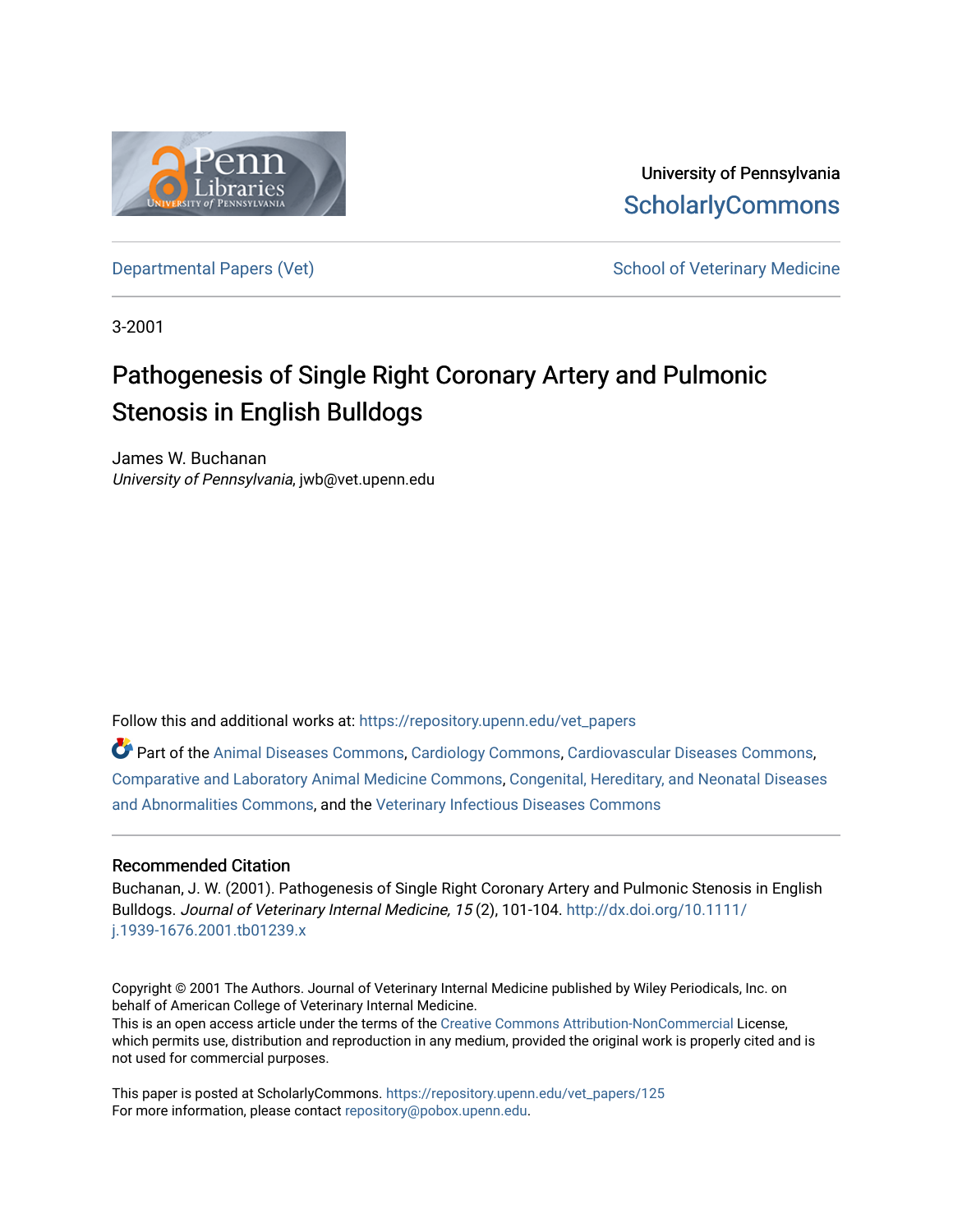University of Pennsylvania
ScholarlyCommons

Departmental Papers (Vet) School of Veterinary Medicine

3-2001

# Pathogenesis of Single Right Coronary Artery and Pulmonic Stenosis in English Bulldogs

James W. Buchanan
*University of Pennsylvania*, jwb@vet.upenn.edu

Follow this and additional works at: https://repository.upenn.edu/vet_papers

Part of the Animal Diseases Commons, Cardiology Commons, Cardiovascular Diseases Commons, Comparative and Laboratory Animal Medicine Commons, Congenital, Hereditary, and Neonatal Diseases and Abnormalities Commons, and the Veterinary Infectious Diseases Commons

## Recommended Citation

Buchanan, J. W. (2001). Pathogenesis of Single Right Coronary Artery and Pulmonic Stenosis in English Bulldogs. *Journal of Veterinary Internal Medicine, 15* (2), 101-104. http://dx.doi.org/10.1111/j.1939-1676.2001.tb01239.x

Copyright © 2001 The Authors. Journal of Veterinary Internal Medicine published by Wiley Periodicals, Inc. on behalf of American College of Veterinary Internal Medicine.
This is an open access article under the terms of the Creative Commons Attribution-NonCommercial License, which permits use, distribution and reproduction in any medium, provided the original work is properly cited and is not used for commercial purposes.

This paper is posted at ScholarlyCommons. https://repository.upenn.edu/vet_papers/125
For more information, please contact repository@pobox.upenn.edu.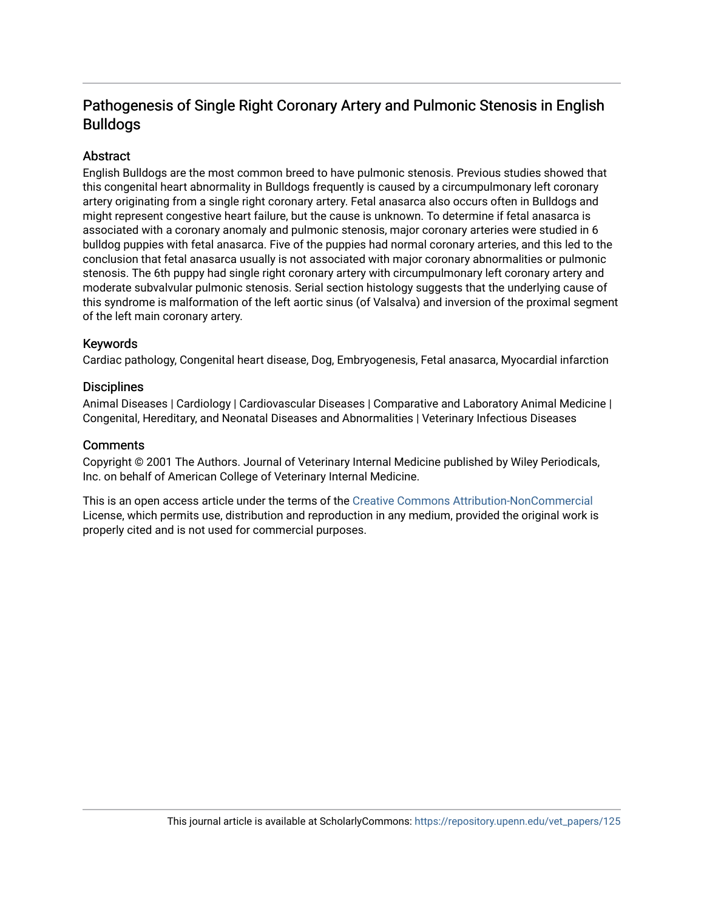# Pathogenesis of Single Right Coronary Artery and Pulmonic Stenosis in English Bulldogs

## Abstract

English Bulldogs are the most common breed to have pulmonic stenosis. Previous studies showed that this congenital heart abnormality in Bulldogs frequently is caused by a circumpulmonary left coronary artery originating from a single right coronary artery. Fetal anasarca also occurs often in Bulldogs and might represent congestive heart failure, but the cause is unknown. To determine if fetal anasarca is associated with a coronary anomaly and pulmonic stenosis, major coronary arteries were studied in 6 bulldog puppies with fetal anasarca. Five of the puppies had normal coronary arteries, and this led to the conclusion that fetal anasarca usually is not associated with major coronary abnormalities or pulmonic stenosis. The 6th puppy had single right coronary artery with circumpulmonary left coronary artery and moderate subvalvular pulmonic stenosis. Serial section histology suggests that the underlying cause of this syndrome is malformation of the left aortic sinus (of Valsalva) and inversion of the proximal segment of the left main coronary artery.

## Keywords

Cardiac pathology, Congenital heart disease, Dog, Embryogenesis, Fetal anasarca, Myocardial infarction

## Disciplines

Animal Diseases | Cardiology | Cardiovascular Diseases | Comparative and Laboratory Animal Medicine | Congenital, Hereditary, and Neonatal Diseases and Abnormalities | Veterinary Infectious Diseases

## Comments

Copyright © 2001 The Authors. Journal of Veterinary Internal Medicine published by Wiley Periodicals, Inc. on behalf of American College of Veterinary Internal Medicine.

This is an open access article under the terms of the Creative Commons Attribution-NonCommercial License, which permits use, distribution and reproduction in any medium, provided the original work is properly cited and is not used for commercial purposes.

This journal article is available at ScholarlyCommons: https://repository.upenn.edu/vet_papers/125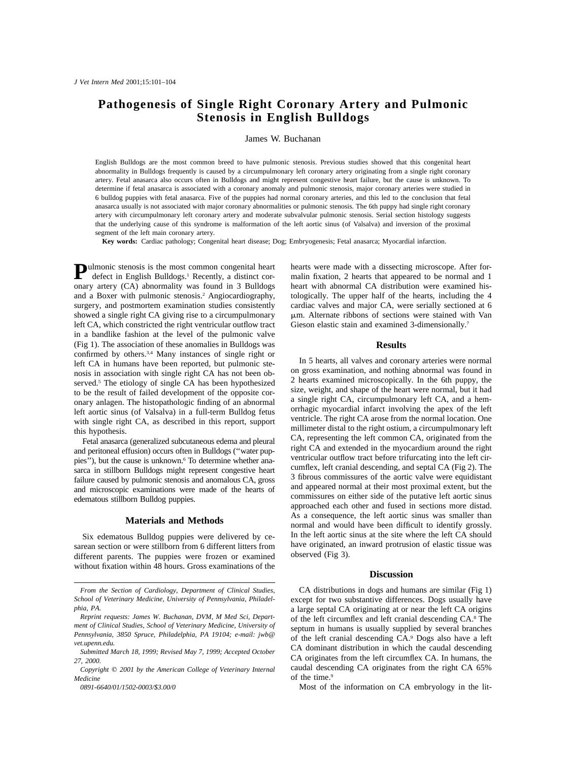# Pathogenesis of Single Right Coronary Artery and Pulmonic Stenosis in English Bulldogs

James W. Buchanan

English Bulldogs are the most common breed to have pulmonic stenosis. Previous studies showed that this congenital heart abnormality in Bulldogs frequently is caused by a circumpulmonary left coronary artery originating from a single right coronary artery. Fetal anasarca also occurs often in Bulldogs and might represent congestive heart failure, but the cause is unknown. To determine if fetal anasarca is associated with a coronary anomaly and pulmonic stenosis, major coronary arteries were studied in 6 bulldog puppies with fetal anasarca. Five of the puppies had normal coronary arteries, and this led to the conclusion that fetal anasarca usually is not associated with major coronary abnormalities or pulmonic stenosis. The 6th puppy had single right coronary artery with circumpulmonary left coronary artery and moderate subvalvular pulmonic stenosis. Serial section histology suggests that the underlying cause of this syndrome is malformation of the left aortic sinus (of Valsalva) and inversion of the proximal segment of the left main coronary artery.

**Key words:** Cardiac pathology; Congenital heart disease; Dog; Embryogenesis; Fetal anasarca; Myocardial infarction.

Pulmonic stenosis is the most common congenital heart defect in English Bulldogs.[1] Recently, a distinct coronary artery (CA) abnormality was found in 3 Bulldogs and a Boxer with pulmonic stenosis.[2] Angiocardiography, surgery, and postmortem examination studies consistently showed a single right CA giving rise to a circumpulmonary left CA, which constricted the right ventricular outflow tract in a bandlike fashion at the level of the pulmonic valve (Fig 1). The association of these anomalies in Bulldogs was confirmed by others.[3,4] Many instances of single right or left CA in humans have been reported, but pulmonic stenosis in association with single right CA has not been observed.[5] The etiology of single CA has been hypothesized to be the result of failed development of the opposite coronary anlagen. The histopathologic finding of an abnormal left aortic sinus (of Valsalva) in a full-term Bulldog fetus with single right CA, as described in this report, support this hypothesis.

Fetal anasarca (generalized subcutaneous edema and pleural and peritoneal effusion) occurs often in Bulldogs ("water puppies"), but the cause is unknown.[6] To determine whether anasarca in stillborn Bulldogs might represent congestive heart failure caused by pulmonic stenosis and anomalous CA, gross and microscopic examinations were made of the hearts of edematous stillborn Bulldog puppies.

## Materials and Methods

Six edematous Bulldog puppies were delivered by cesarean section or were stillborn from 6 different litters from different parents. The puppies were frozen or examined without fixation within 48 hours. Gross examinations of the hearts were made with a dissecting microscope. After formalin fixation, 2 hearts that appeared to be normal and 1 heart with abnormal CA distribution were examined histologically. The upper half of the hearts, including the 4 cardiac valves and major CA, were serially sectioned at 6 μm. Alternate ribbons of sections were stained with Van Gieson elastic stain and examined 3-dimensionally.[7]

## Results

In 5 hearts, all valves and coronary arteries were normal on gross examination, and nothing abnormal was found in 2 hearts examined microscopically. In the 6th puppy, the size, weight, and shape of the heart were normal, but it had a single right CA, circumpulmonary left CA, and a hemorrhagic myocardial infarct involving the apex of the left ventricle. The right CA arose from the normal location. One millimeter distal to the right ostium, a circumpulmonary left CA, representing the left common CA, originated from the right CA and extended in the myocardium around the right ventricular outflow tract before trifurcating into the left circumflex, left cranial descending, and septal CA (Fig 2). The 3 fibrous commissures of the aortic valve were equidistant and appeared normal at their most proximal extent, but the commissures on either side of the putative left aortic sinus approached each other and fused in sections more distad. As a consequence, the left aortic sinus was smaller than normal and would have been difficult to identify grossly. In the left aortic sinus at the site where the left CA should have originated, an inward protrusion of elastic tissue was observed (Fig 3).

## Discussion

CA distributions in dogs and humans are similar (Fig 1) except for two substantive differences. Dogs usually have a large septal CA originating at or near the left CA origins of the left circumflex and left cranial descending CA.[8] The septum in humans is usually supplied by several branches of the left cranial descending CA.[9] Dogs also have a left CA dominant distribution in which the caudal descending CA originates from the left circumflex CA. In humans, the caudal descending CA originates from the right CA 65% of the time.[9]

Most of the information on CA embryology in the lit-

*From the Section of Cardiology, Department of Clinical Studies, School of Veterinary Medicine, University of Pennsylvania, Philadelphia, PA.*

*Reprint requests: James W. Buchanan, DVM, M Med Sci, Department of Clinical Studies, School of Veterinary Medicine, University of Pennsylvania, 3850 Spruce, Philadelphia, PA 19104; e-mail: jwb@vet.upenn.edu.*

*Submitted March 18, 1999; Revised May 7, 1999; Accepted October 27, 2000.*

*Copyright © 2001 by the American College of Veterinary Internal Medicine*

*0891-6640/01/1502-0003/$3.00/0*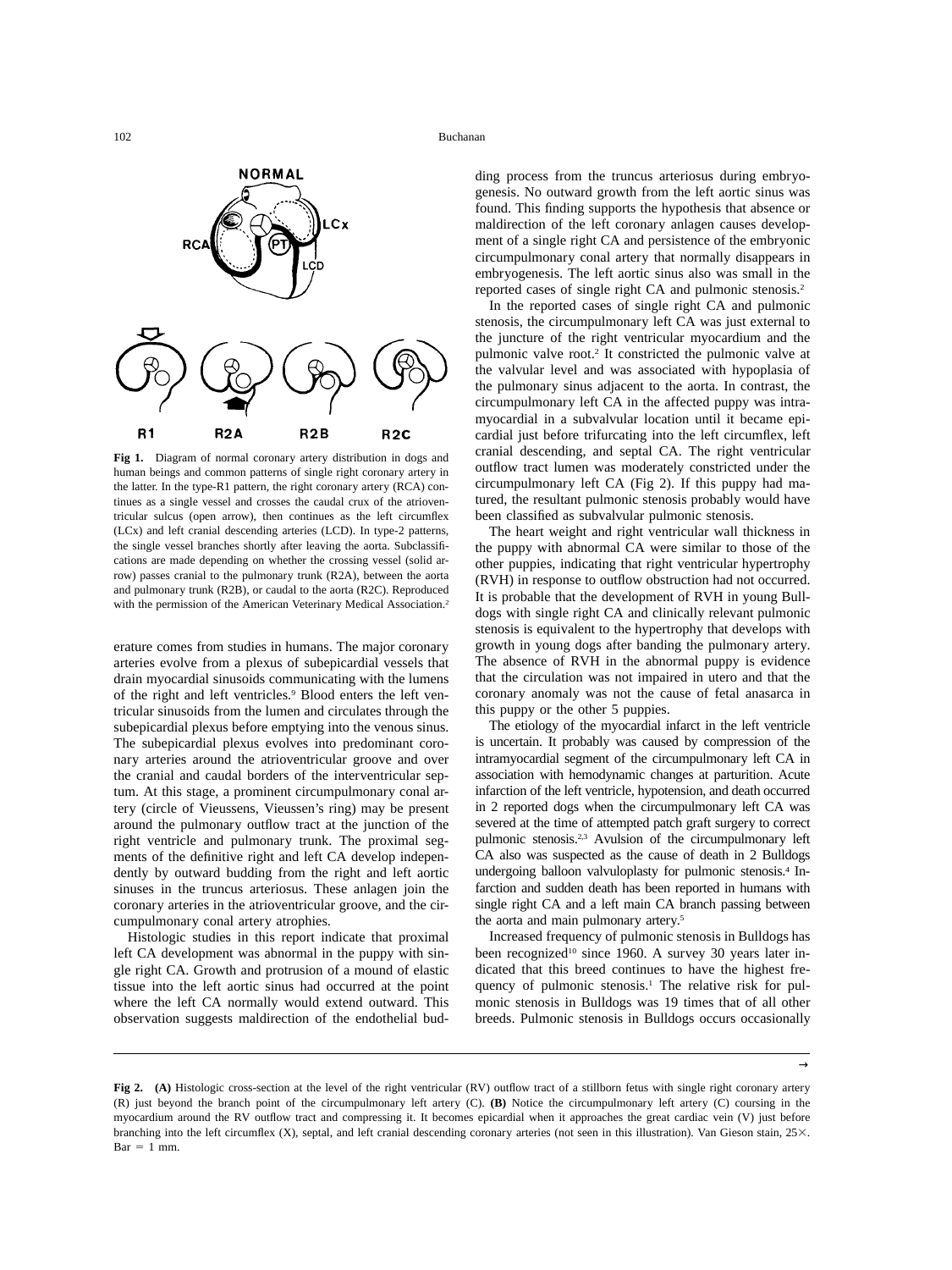**Fig 1.** Diagram of normal coronary artery distribution in dogs and human beings and common patterns of single right coronary artery in the latter. In the type-R1 pattern, the right coronary artery (RCA) continues as a single vessel and crosses the caudal crux of the atrioventricular sulcus (open arrow), then continues as the left circumflex (LCx) and left cranial descending arteries (LCD). In type-2 patterns, the single vessel branches shortly after leaving the aorta. Subclassifications are made depending on whether the crossing vessel (solid arrow) passes cranial to the pulmonary trunk (R2A), between the aorta and pulmonary trunk (R2B), or caudal to the aorta (R2C). Reproduced with the permission of the American Veterinary Medical Association.[2]

erature comes from studies in humans. The major coronary arteries evolve from a plexus of subepicardial vessels that drain myocardial sinusoids communicating with the lumens of the right and left ventricles.[9] Blood enters the left ventricular sinusoids from the lumen and circulates through the subepicardial plexus before emptying into the venous sinus. The subepicardial plexus evolves into predominant coronary arteries around the atrioventricular groove and over the cranial and caudal borders of the interventricular septum. At this stage, a prominent circumpulmonary conal artery (circle of Vieussens, Vieussen's ring) may be present around the pulmonary outflow tract at the junction of the right ventricle and pulmonary trunk. The proximal segments of the definitive right and left CA develop independently by outward budding from the right and left aortic sinuses in the truncus arteriosus. These anlagen join the coronary arteries in the atrioventricular groove, and the circumpulmonary conal artery atrophies.

Histologic studies in this report indicate that proximal left CA development was abnormal in the puppy with single right CA. Growth and protrusion of a mound of elastic tissue into the left aortic sinus had occurred at the point where the left CA normally would extend outward. This observation suggests maldirection of the endothelial budding process from the truncus arteriosus during embryogenesis. No outward growth from the left aortic sinus was found. This finding supports the hypothesis that absence or maldirection of the left coronary anlagen causes development of a single right CA and persistence of the embryonic circumpulmonary conal artery that normally disappears in embryogenesis. The left aortic sinus also was small in the reported cases of single right CA and pulmonic stenosis.[2]

In the reported cases of single right CA and pulmonic stenosis, the circumpulmonary left CA was just external to the juncture of the right ventricular myocardium and the pulmonic valve root.[2] It constricted the pulmonic valve at the valvular level and was associated with hypoplasia of the pulmonary sinus adjacent to the aorta. In contrast, the circumpulmonary left CA in the affected puppy was intramyocardial in a subvalvular location until it became epicardial just before trifurcating into the left circumflex, left cranial descending, and septal CA. The right ventricular outflow tract lumen was moderately constricted under the circumpulmonary left CA (Fig 2). If this puppy had matured, the resultant pulmonic stenosis probably would have been classified as subvalvular pulmonic stenosis.

The heart weight and right ventricular wall thickness in the puppy with abnormal CA were similar to those of the other puppies, indicating that right ventricular hypertrophy (RVH) in response to outflow obstruction had not occurred. It is probable that the development of RVH in young Bulldogs with single right CA and clinically relevant pulmonic stenosis is equivalent to the hypertrophy that develops with growth in young dogs after banding the pulmonary artery. The absence of RVH in the abnormal puppy is evidence that the circulation was not impaired in utero and that the coronary anomaly was not the cause of fetal anasarca in this puppy or the other 5 puppies.

The etiology of the myocardial infarct in the left ventricle is uncertain. It probably was caused by compression of the intramyocardial segment of the circumpulmonary left CA in association with hemodynamic changes at parturition. Acute infarction of the left ventricle, hypotension, and death occurred in 2 reported dogs when the circumpulmonary left CA was severed at the time of attempted patch graft surgery to correct pulmonic stenosis.[2,3] Avulsion of the circumpulmonary left CA also was suspected as the cause of death in 2 Bulldogs undergoing balloon valvuloplasty for pulmonic stenosis.[4] Infarction and sudden death has been reported in humans with single right CA and a left main CA branch passing between the aorta and main pulmonary artery.[5]

Increased frequency of pulmonic stenosis in Bulldogs has been recognized[10] since 1960. A survey 30 years later indicated that this breed continues to have the highest frequency of pulmonic stenosis.[1] The relative risk for pulmonic stenosis in Bulldogs was 19 times that of all other breeds. Pulmonic stenosis in Bulldogs occurs occasionally

**Fig 2.** **(A)** Histologic cross-section at the level of the right ventricular (RV) outflow tract of a stillborn fetus with single right coronary artery (R) just beyond the branch point of the circumpulmonary left artery (C). **(B)** Notice the circumpulmonary left artery (C) coursing in the myocardium around the RV outflow tract and compressing it. It becomes epicardial when it approaches the great cardiac vein (V) just before branching into the left circumflex (X), septal, and left cranial descending coronary arteries (not seen in this illustration). Van Gieson stain, 25×. Bar = 1 mm.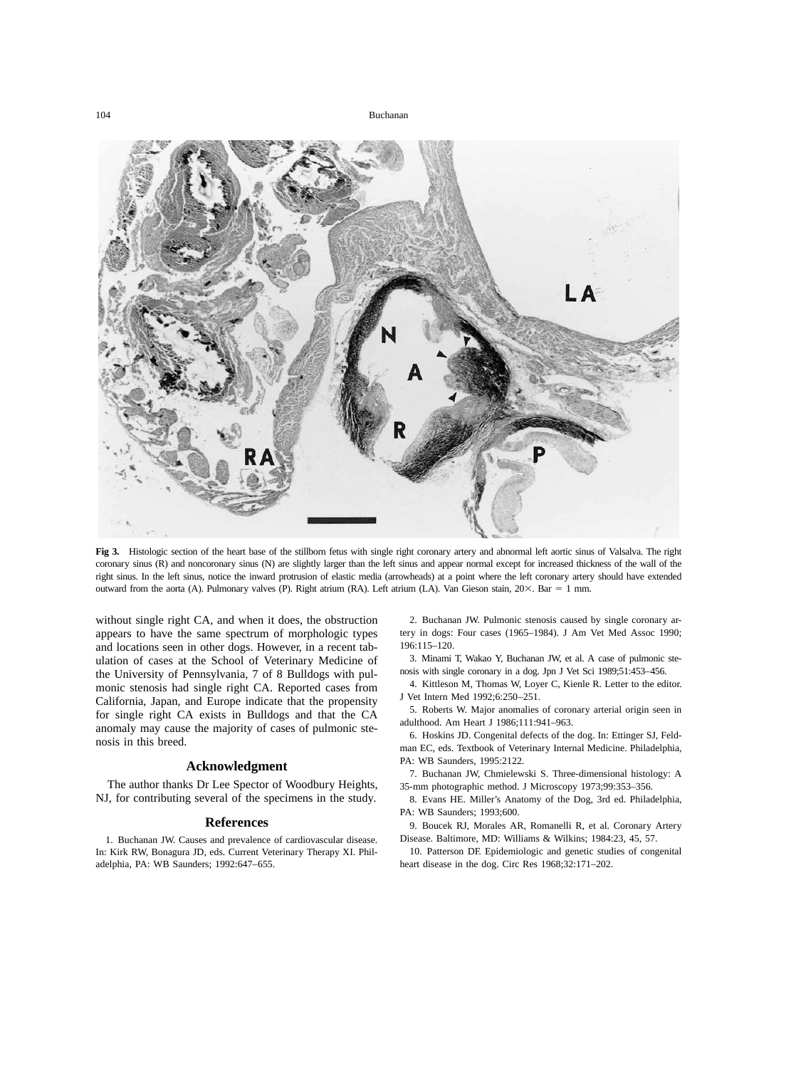**Fig 3.** Histologic section of the heart base of the stillborn fetus with single right coronary artery and abnormal left aortic sinus of Valsalva. The right coronary sinus (R) and noncoronary sinus (N) are slightly larger than the left sinus and appear normal except for increased thickness of the wall of the right sinus. In the left sinus, notice the inward protrusion of elastic media (arrowheads) at a point where the left coronary artery should have extended outward from the aorta (A). Pulmonary valves (P). Right atrium (RA). Left atrium (LA). Van Gieson stain, 20×. Bar = 1 mm.

without single right CA, and when it does, the obstruction appears to have the same spectrum of morphologic types and locations seen in other dogs. However, in a recent tabulation of cases at the School of Veterinary Medicine of the University of Pennsylvania, 7 of 8 Bulldogs with pulmonic stenosis had single right CA. Reported cases from California, Japan, and Europe indicate that the propensity for single right CA exists in Bulldogs and that the CA anomaly may cause the majority of cases of pulmonic stenosis in this breed.

## Acknowledgment

The author thanks Dr Lee Spector of Woodbury Heights, NJ, for contributing several of the specimens in the study.

## References

1. Buchanan JW. Causes and prevalence of cardiovascular disease. In: Kirk RW, Bonagura JD, eds. Current Veterinary Therapy XI. Philadelphia, PA: WB Saunders; 1992:647–655.

2. Buchanan JW. Pulmonic stenosis caused by single coronary artery in dogs: Four cases (1965–1984). J Am Vet Med Assoc 1990; 196:115–120.

3. Minami T, Wakao Y, Buchanan JW, et al. A case of pulmonic stenosis with single coronary in a dog. Jpn J Vet Sci 1989;51:453–456.

4. Kittleson M, Thomas W, Loyer C, Kienle R. Letter to the editor. J Vet Intern Med 1992;6:250–251.

5. Roberts W. Major anomalies of coronary arterial origin seen in adulthood. Am Heart J 1986;111:941–963.

6. Hoskins JD. Congenital defects of the dog. In: Ettinger SJ, Feldman EC, eds. Textbook of Veterinary Internal Medicine. Philadelphia, PA: WB Saunders, 1995:2122.

7. Buchanan JW, Chmielewski S. Three-dimensional histology: A 35-mm photographic method. J Microscopy 1973;99:353–356.

8. Evans HE. Miller's Anatomy of the Dog, 3rd ed. Philadelphia, PA: WB Saunders; 1993;600.

9. Boucek RJ, Morales AR, Romanelli R, et al. Coronary Artery Disease. Baltimore, MD: Williams & Wilkins; 1984:23, 45, 57.

10. Patterson DF. Epidemiologic and genetic studies of congenital heart disease in the dog. Circ Res 1968;32:171–202.